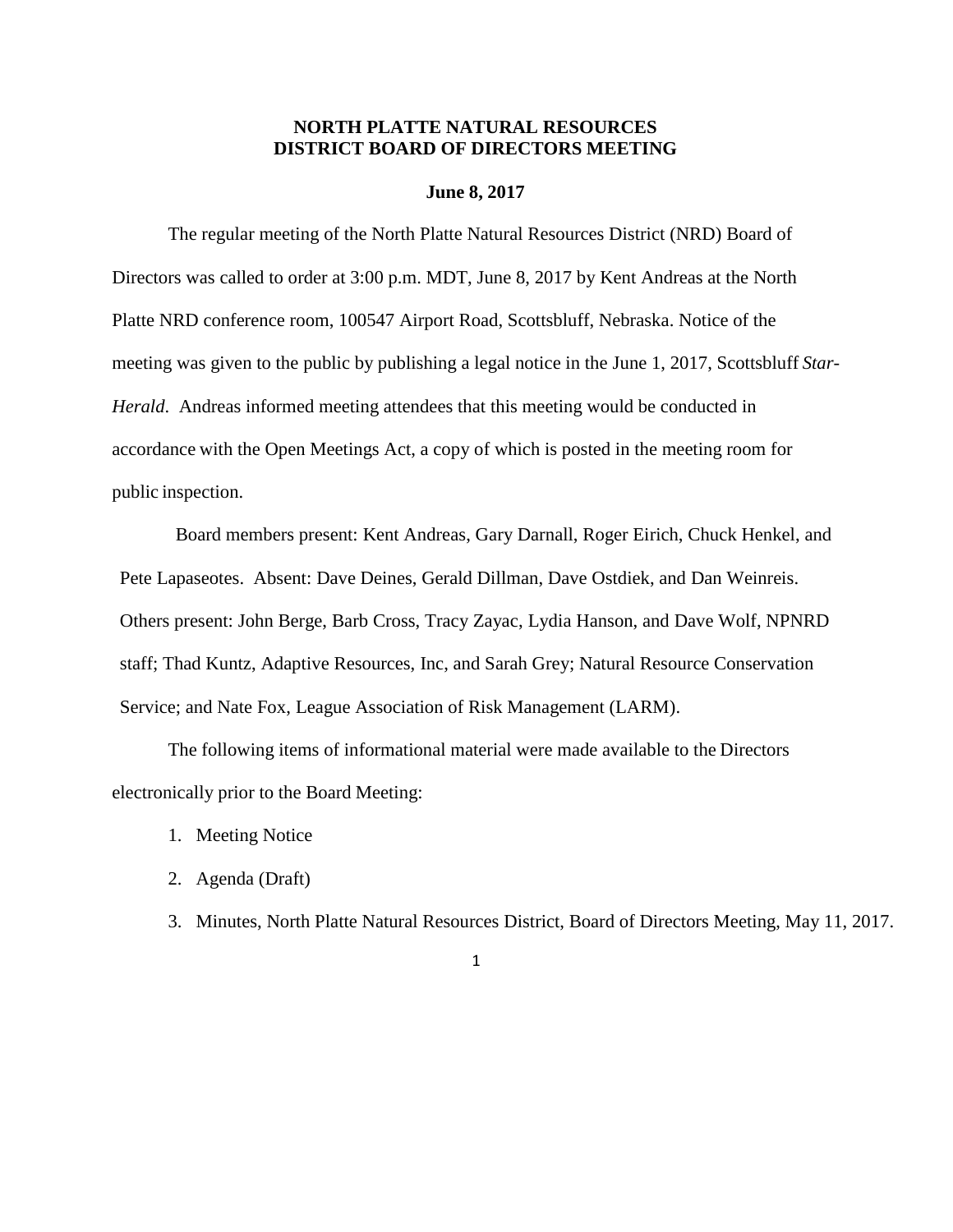# NORTH PLATTE NATURAL RESOURCES DISTRICT BOARD OF DIRECTORS MEETING

**June 8, 2017**

The regular meeting of the North Platte Natural Resources District (NRD) Board of Directors was called to order at 3:00 p.m. MDT, June 8, 2017 by Kent Andreas at the North Platte NRD conference room, 100547 Airport Road, Scottsbluff, Nebraska. Notice of the meeting was given to the public by publishing a legal notice in the June 1, 2017, Scottsbluff *Star-Herald*. Andreas informed meeting attendees that this meeting would be conducted in accordance with the Open Meetings Act, a copy of which is posted in the meeting room for public inspection.

Board members present: Kent Andreas, Gary Darnall, Roger Eirich, Chuck Henkel, and Pete Lapaseotes. Absent: Dave Deines, Gerald Dillman, Dave Ostdiek, and Dan Weinreis. Others present: John Berge, Barb Cross, Tracy Zayac, Lydia Hanson, and Dave Wolf, NPNRD staff; Thad Kuntz, Adaptive Resources, Inc, and Sarah Grey; Natural Resource Conservation Service; and Nate Fox, League Association of Risk Management (LARM).

The following items of informational material were made available to the Directors electronically prior to the Board Meeting:

1. Meeting Notice
2. Agenda (Draft)
3. Minutes, North Platte Natural Resources District, Board of Directors Meeting, May 11, 2017.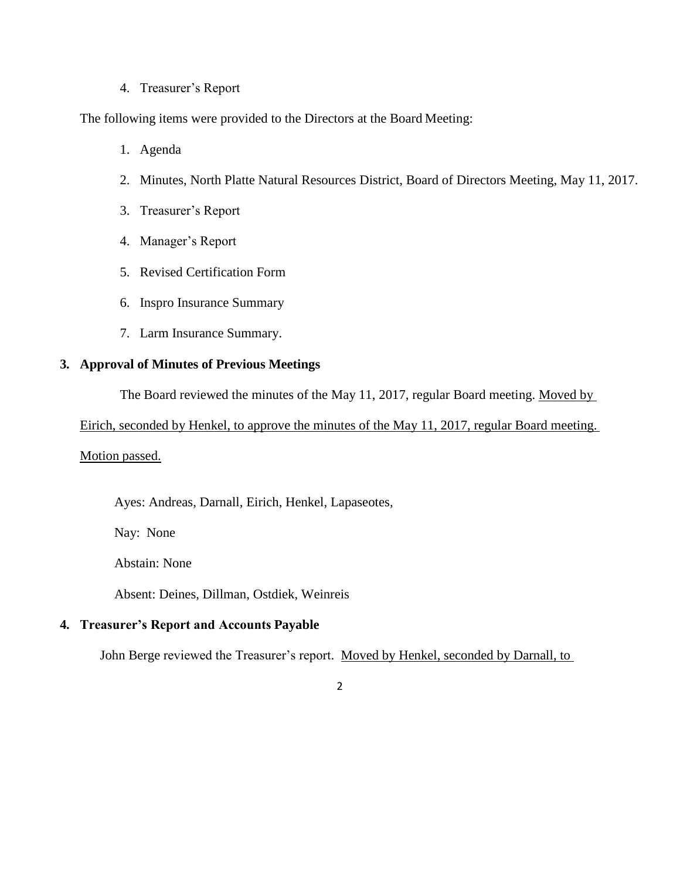4. Treasurer's Report

The following items were provided to the Directors at the Board Meeting:

1. Agenda
2. Minutes, North Platte Natural Resources District, Board of Directors Meeting, May 11, 2017.
3. Treasurer's Report
4. Manager's Report
5. Revised Certification Form
6. Inspro Insurance Summary
7. Larm Insurance Summary.

**3. Approval of Minutes of Previous Meetings**

The Board reviewed the minutes of the May 11, 2017, regular Board meeting. <u>Moved by Eirich, seconded by Henkel, to approve the minutes of the May 11, 2017, regular Board meeting. Motion passed.</u>

Ayes: Andreas, Darnall, Eirich, Henkel, Lapaseotes,

Nay: None

Abstain: None

Absent: Deines, Dillman, Ostdiek, Weinreis

**4. Treasurer's Report and Accounts Payable**

John Berge reviewed the Treasurer's report. <u>Moved by Henkel, seconded by Darnall, to</u>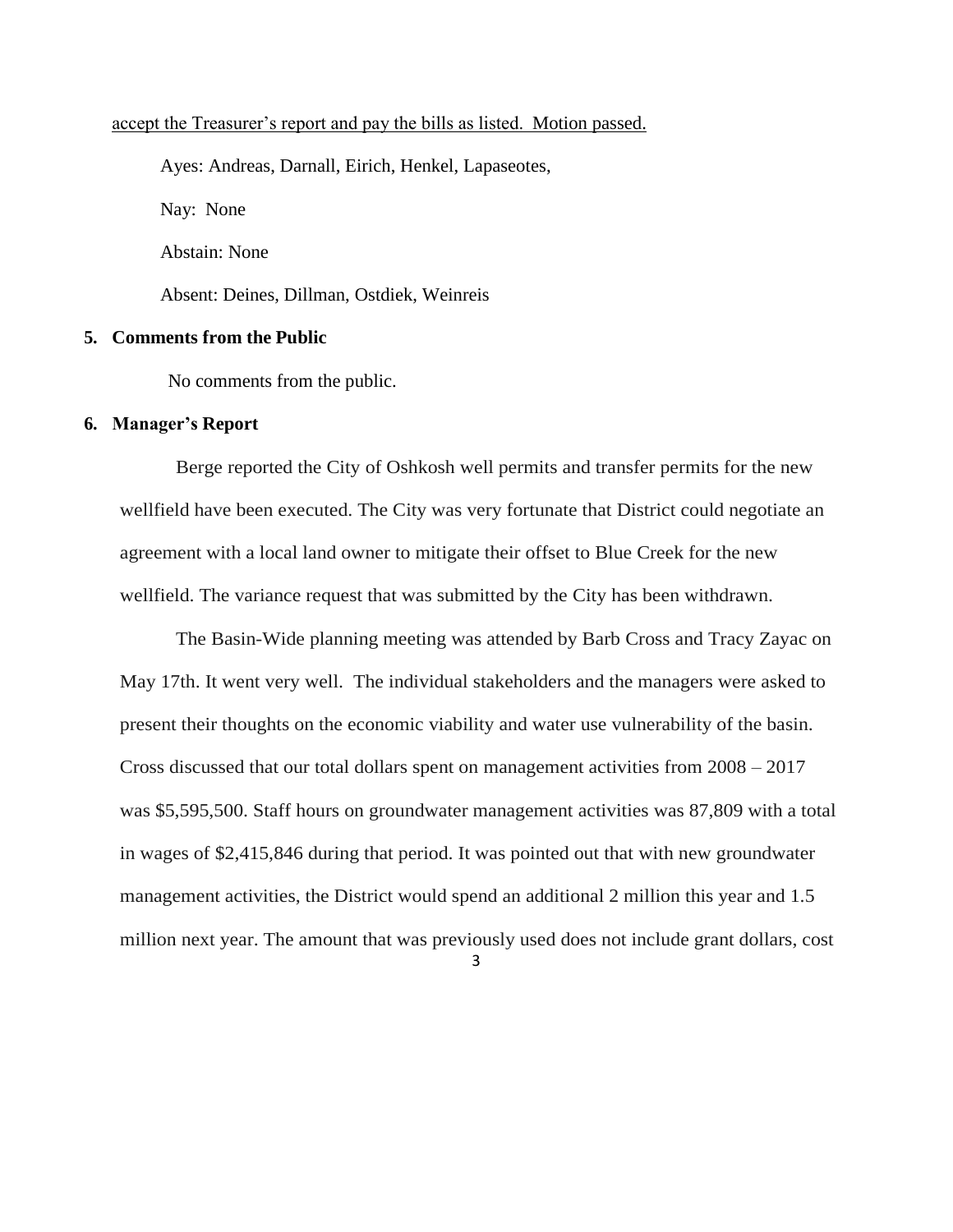accept the Treasurer's report and pay the bills as listed. Motion passed.

Ayes: Andreas, Darnall, Eirich, Henkel, Lapaseotes,

Nay: None

Abstain: None

Absent: Deines, Dillman, Ostdiek, Weinreis

**5. Comments from the Public**

No comments from the public.

**6. Manager's Report**

Berge reported the City of Oshkosh well permits and transfer permits for the new wellfield have been executed. The City was very fortunate that District could negotiate an agreement with a local land owner to mitigate their offset to Blue Creek for the new wellfield. The variance request that was submitted by the City has been withdrawn.

The Basin-Wide planning meeting was attended by Barb Cross and Tracy Zayac on May 17th. It went very well. The individual stakeholders and the managers were asked to present their thoughts on the economic viability and water use vulnerability of the basin. Cross discussed that our total dollars spent on management activities from 2008 – 2017 was $5,595,500. Staff hours on groundwater management activities was 87,809 with a total in wages of $2,415,846 during that period. It was pointed out that with new groundwater management activities, the District would spend an additional 2 million this year and 1.5 million next year. The amount that was previously used does not include grant dollars, cost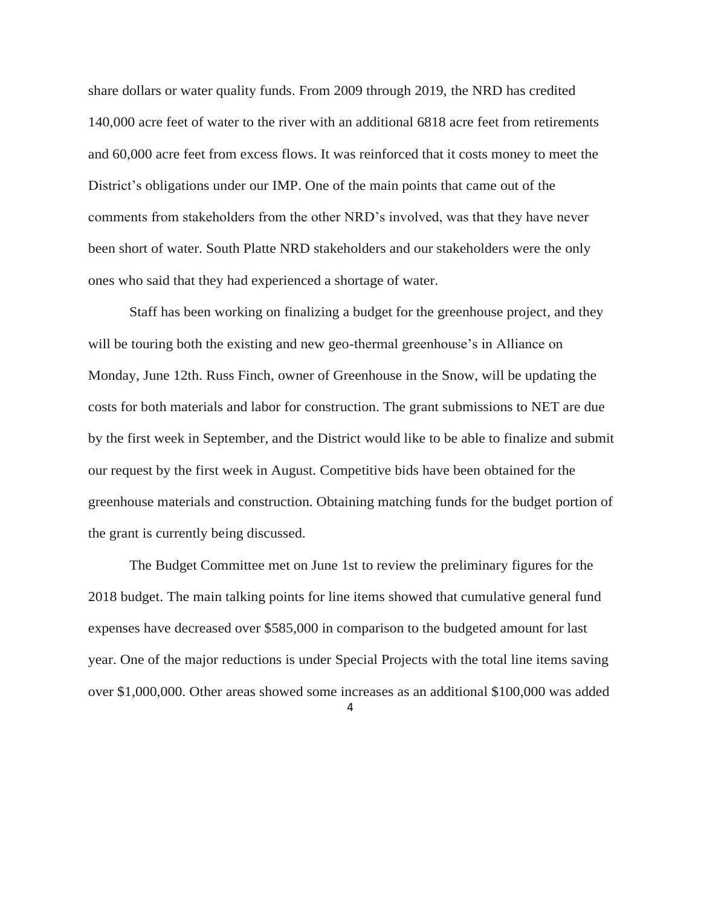share dollars or water quality funds. From 2009 through 2019, the NRD has credited 140,000 acre feet of water to the river with an additional 6818 acre feet from retirements and 60,000 acre feet from excess flows. It was reinforced that it costs money to meet the District's obligations under our IMP. One of the main points that came out of the comments from stakeholders from the other NRD's involved, was that they have never been short of water. South Platte NRD stakeholders and our stakeholders were the only ones who said that they had experienced a shortage of water.

Staff has been working on finalizing a budget for the greenhouse project, and they will be touring both the existing and new geo-thermal greenhouse's in Alliance on Monday, June 12th. Russ Finch, owner of Greenhouse in the Snow, will be updating the costs for both materials and labor for construction. The grant submissions to NET are due by the first week in September, and the District would like to be able to finalize and submit our request by the first week in August. Competitive bids have been obtained for the greenhouse materials and construction. Obtaining matching funds for the budget portion of the grant is currently being discussed.

The Budget Committee met on June 1st to review the preliminary figures for the 2018 budget. The main talking points for line items showed that cumulative general fund expenses have decreased over $585,000 in comparison to the budgeted amount for last year. One of the major reductions is under Special Projects with the total line items saving over $1,000,000. Other areas showed some increases as an additional $100,000 was added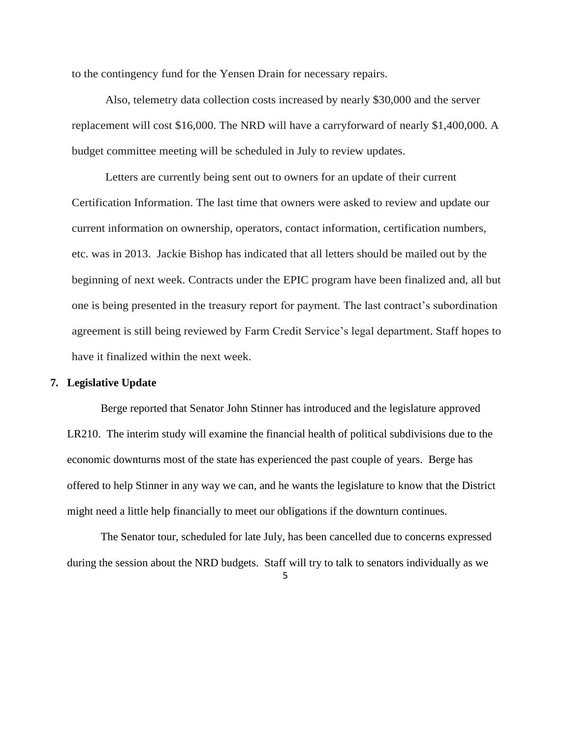to the contingency fund for the Yensen Drain for necessary repairs.

Also, telemetry data collection costs increased by nearly $30,000 and the server replacement will cost $16,000. The NRD will have a carryforward of nearly $1,400,000. A budget committee meeting will be scheduled in July to review updates.

Letters are currently being sent out to owners for an update of their current Certification Information. The last time that owners were asked to review and update our current information on ownership, operators, contact information, certification numbers, etc. was in 2013. Jackie Bishop has indicated that all letters should be mailed out by the beginning of next week. Contracts under the EPIC program have been finalized and, all but one is being presented in the treasury report for payment. The last contract's subordination agreement is still being reviewed by Farm Credit Service's legal department. Staff hopes to have it finalized within the next week.

**7. Legislative Update**

Berge reported that Senator John Stinner has introduced and the legislature approved LR210. The interim study will examine the financial health of political subdivisions due to the economic downturns most of the state has experienced the past couple of years. Berge has offered to help Stinner in any way we can, and he wants the legislature to know that the District might need a little help financially to meet our obligations if the downturn continues.

The Senator tour, scheduled for late July, has been cancelled due to concerns expressed during the session about the NRD budgets. Staff will try to talk to senators individually as we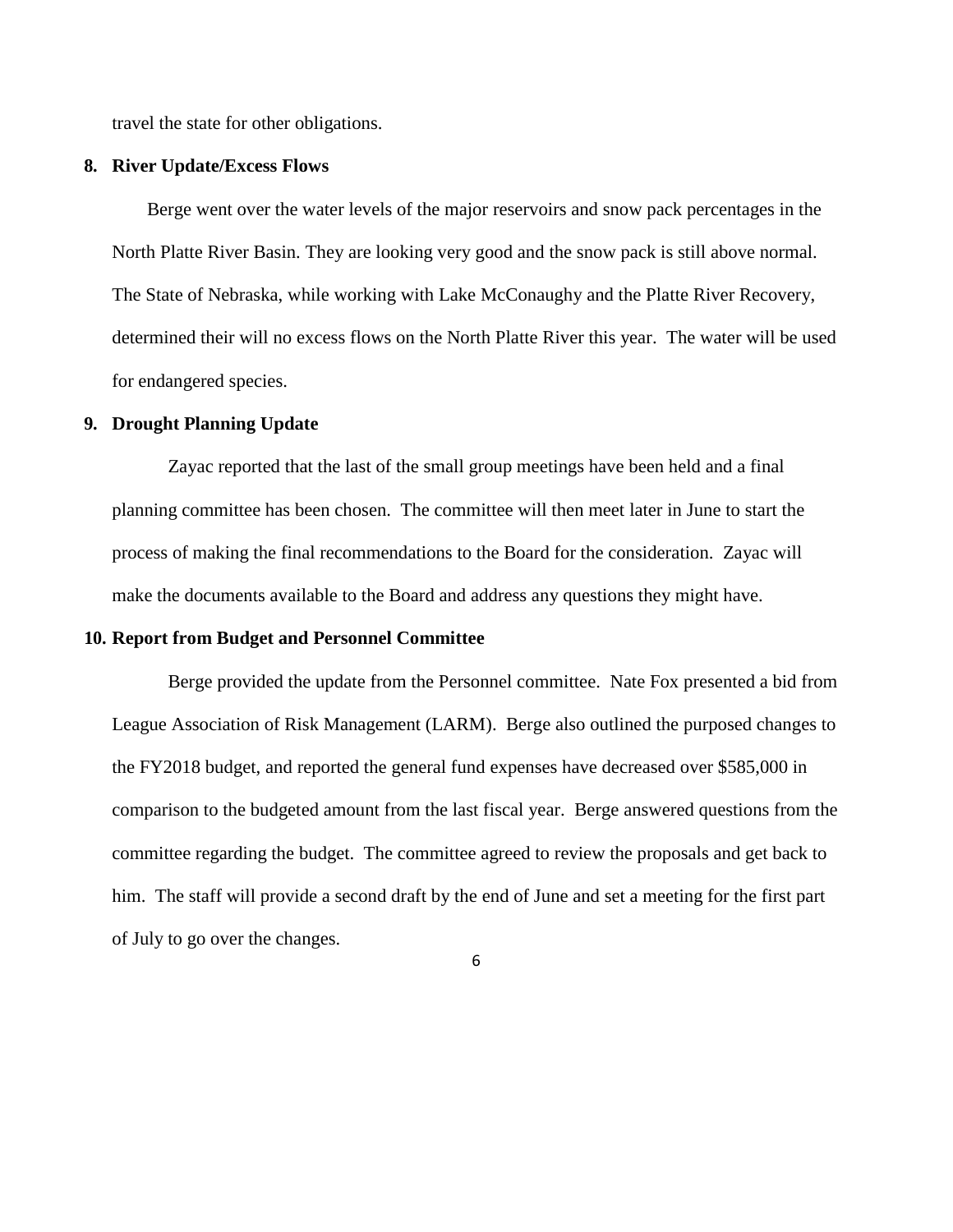travel the state for other obligations.

**8. River Update/Excess Flows**

Berge went over the water levels of the major reservoirs and snow pack percentages in the North Platte River Basin. They are looking very good and the snow pack is still above normal. The State of Nebraska, while working with Lake McConaughy and the Platte River Recovery, determined their will no excess flows on the North Platte River this year. The water will be used for endangered species.

**9. Drought Planning Update**

Zayac reported that the last of the small group meetings have been held and a final planning committee has been chosen. The committee will then meet later in June to start the process of making the final recommendations to the Board for the consideration. Zayac will make the documents available to the Board and address any questions they might have.

**10. Report from Budget and Personnel Committee**

Berge provided the update from the Personnel committee. Nate Fox presented a bid from League Association of Risk Management (LARM). Berge also outlined the purposed changes to the FY2018 budget, and reported the general fund expenses have decreased over $585,000 in comparison to the budgeted amount from the last fiscal year. Berge answered questions from the committee regarding the budget. The committee agreed to review the proposals and get back to him. The staff will provide a second draft by the end of June and set a meeting for the first part of July to go over the changes.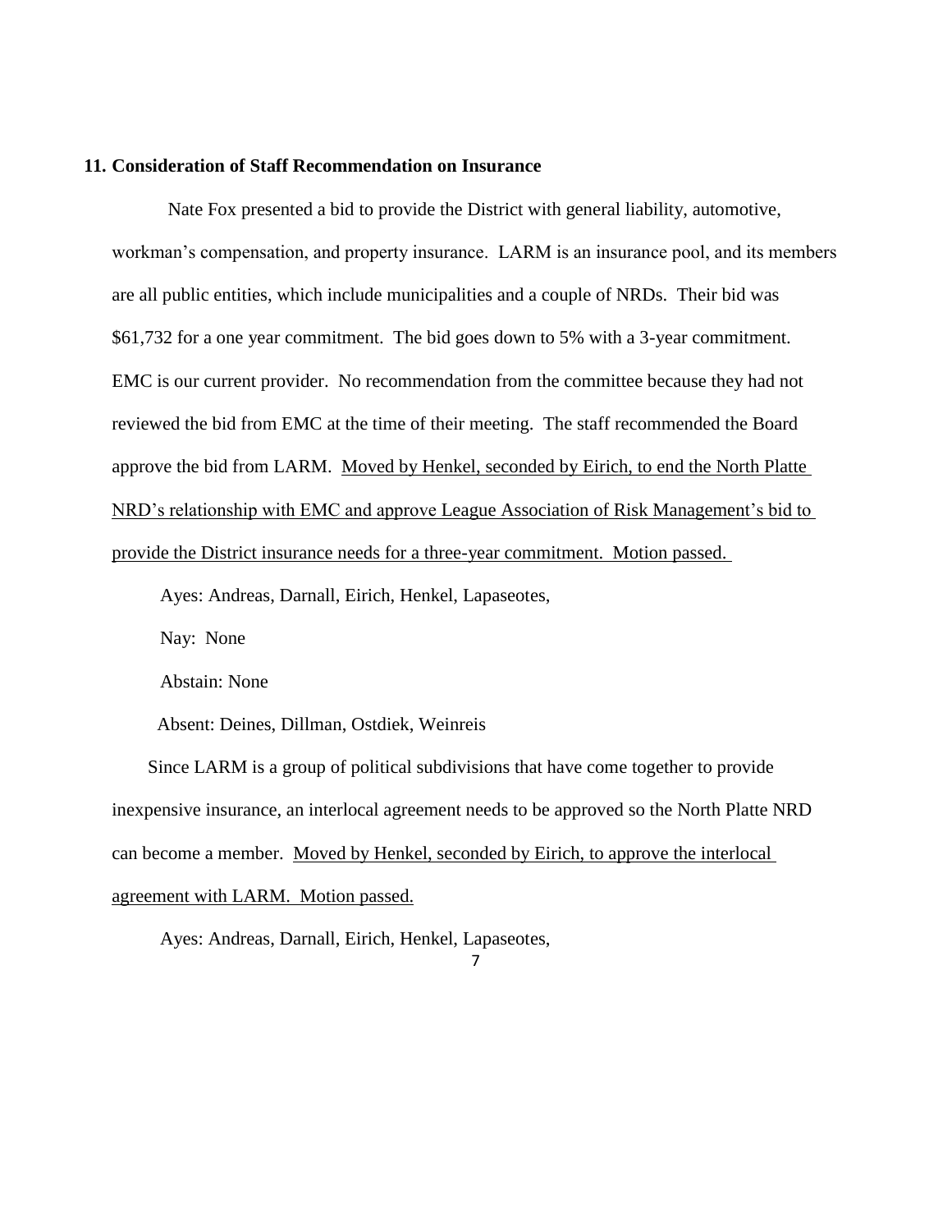**11. Consideration of Staff Recommendation on Insurance**

Nate Fox presented a bid to provide the District with general liability, automotive, workman's compensation, and property insurance. LARM is an insurance pool, and its members are all public entities, which include municipalities and a couple of NRDs. Their bid was $61,732 for a one year commitment. The bid goes down to 5% with a 3-year commitment. EMC is our current provider. No recommendation from the committee because they had not reviewed the bid from EMC at the time of their meeting. The staff recommended the Board approve the bid from LARM. <u>Moved by Henkel, seconded by Eirich, to end the North Platte NRD's relationship with EMC and approve League Association of Risk Management's bid to provide the District insurance needs for a three-year commitment. Motion passed.</u>

Ayes: Andreas, Darnall, Eirich, Henkel, Lapaseotes,

Nay: None

Abstain: None

Absent: Deines, Dillman, Ostdiek, Weinreis

Since LARM is a group of political subdivisions that have come together to provide inexpensive insurance, an interlocal agreement needs to be approved so the North Platte NRD can become a member. <u>Moved by Henkel, seconded by Eirich, to approve the interlocal agreement with LARM. Motion passed.</u>

Ayes: Andreas, Darnall, Eirich, Henkel, Lapaseotes,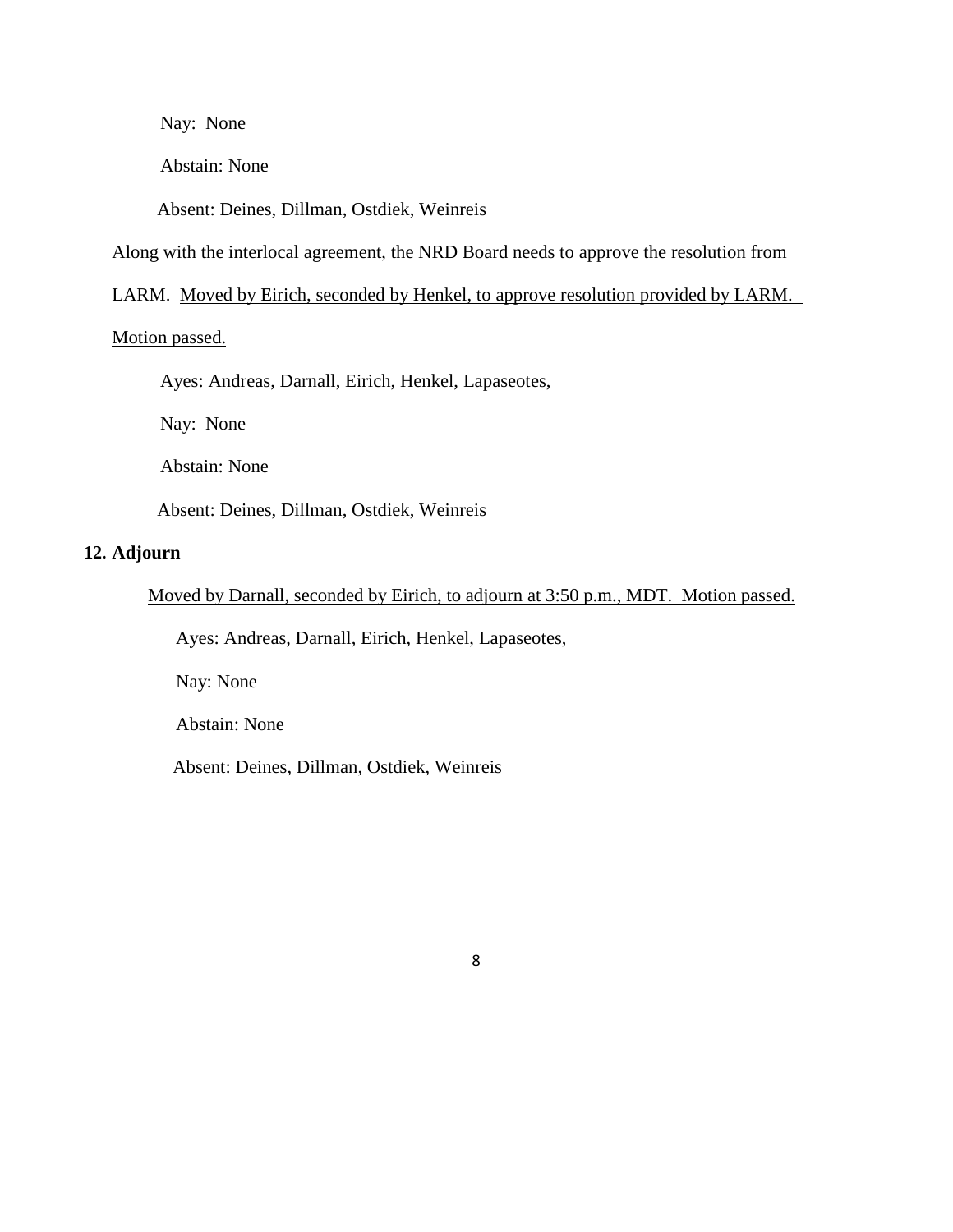Nay: None

Abstain: None

Absent: Deines, Dillman, Ostdiek, Weinreis

Along with the interlocal agreement, the NRD Board needs to approve the resolution from LARM. <u>Moved by Eirich, seconded by Henkel, to approve resolution provided by LARM. Motion passed.</u>

Ayes: Andreas, Darnall, Eirich, Henkel, Lapaseotes,

Nay: None

Abstain: None

Absent: Deines, Dillman, Ostdiek, Weinreis

**12. Adjourn**

<u>Moved by Darnall, seconded by Eirich, to adjourn at 3:50 p.m., MDT. Motion passed.</u>

Ayes: Andreas, Darnall, Eirich, Henkel, Lapaseotes,

Nay: None

Abstain: None

Absent: Deines, Dillman, Ostdiek, Weinreis